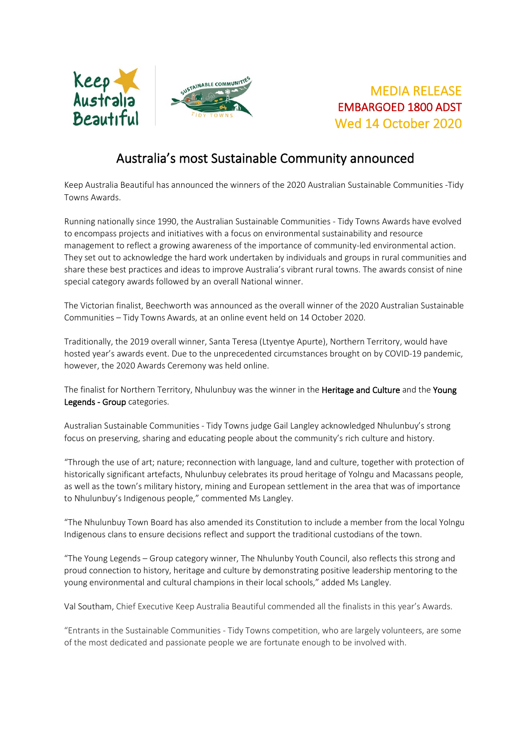MEDIA RELEASE
EMBARGOED 1800 ADST
Wed 14 October 2020

# Australia's most Sustainable Community announced

Keep Australia Beautiful has announced the winners of the 2020 Australian Sustainable Communities -Tidy Towns Awards.

Running nationally since 1990, the Australian Sustainable Communities - Tidy Towns Awards have evolved to encompass projects and initiatives with a focus on environmental sustainability and resource management to reflect a growing awareness of the importance of community-led environmental action. They set out to acknowledge the hard work undertaken by individuals and groups in rural communities and share these best practices and ideas to improve Australia's vibrant rural towns. The awards consist of nine special category awards followed by an overall National winner.

The Victorian finalist, Beechworth was announced as the overall winner of the 2020 Australian Sustainable Communities – Tidy Towns Awards, at an online event held on 14 October 2020.

Traditionally, the 2019 overall winner, Santa Teresa (Ltyentye Apurte), Northern Territory, would have hosted year's awards event. Due to the unprecedented circumstances brought on by COVID-19 pandemic, however, the 2020 Awards Ceremony was held online.

The finalist for Northern Territory, Nhulunbuy was the winner in the **Heritage and Culture** and the **Young Legends - Group** categories.

Australian Sustainable Communities - Tidy Towns judge Gail Langley acknowledged Nhulunbuy's strong focus on preserving, sharing and educating people about the community's rich culture and history.

"Through the use of art; nature; reconnection with language, land and culture, together with protection of historically significant artefacts, Nhulunbuy celebrates its proud heritage of Yolngu and Macassans people, as well as the town's military history, mining and European settlement in the area that was of importance to Nhulunbuy's Indigenous people," commented Ms Langley.

"The Nhulunbuy Town Board has also amended its Constitution to include a member from the local Yolngu Indigenous clans to ensure decisions reflect and support the traditional custodians of the town.

"The Young Legends – Group category winner, The Nhulunby Youth Council, also reflects this strong and proud connection to history, heritage and culture by demonstrating positive leadership mentoring to the young environmental and cultural champions in their local schools," added Ms Langley.

Val Southam, Chief Executive Keep Australia Beautiful commended all the finalists in this year's Awards.

"Entrants in the Sustainable Communities - Tidy Towns competition, who are largely volunteers, are some of the most dedicated and passionate people we are fortunate enough to be involved with.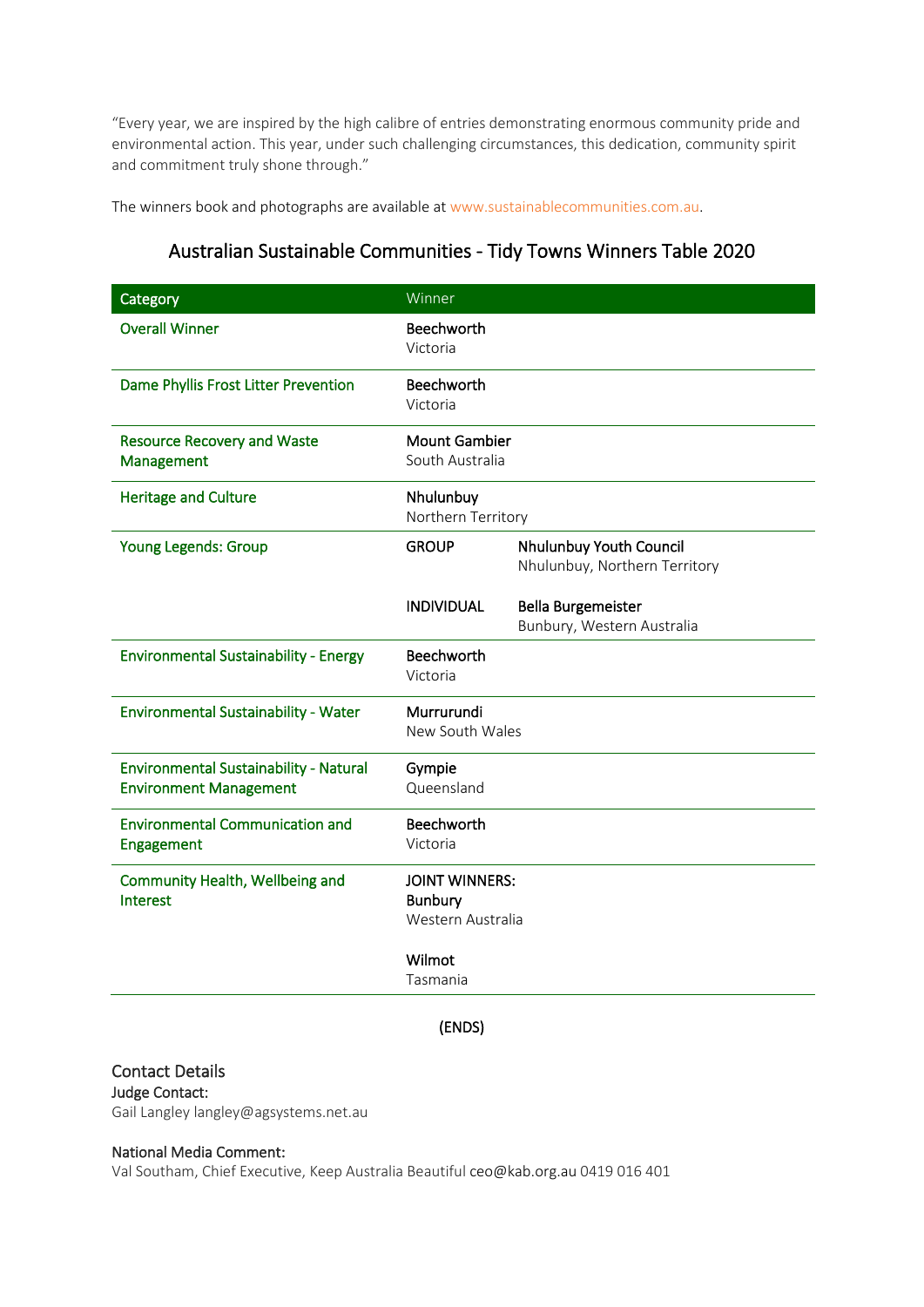"Every year, we are inspired by the high calibre of entries demonstrating enormous community pride and environmental action. This year, under such challenging circumstances, this dedication, community spirit and commitment truly shone through."

The winners book and photographs are available at www.sustainablecommunities.com.au.

## Australian Sustainable Communities - Tidy Towns Winners Table 2020

| Category | Winner | |
|---|---|---|
| Overall Winner | **Beechworth** Victoria | |
| Dame Phyllis Frost Litter Prevention | **Beechworth** Victoria | |
| Resource Recovery and Waste Management | **Mount Gambier** South Australia | |
| Heritage and Culture | **Nhulunbuy** Northern Territory | |
| Young Legends: Group | GROUP | **Nhulunbuy Youth Council** Nhulunbuy, Northern Territory |
| | INDIVIDUAL | **Bella Burgemeister** Bunbury, Western Australia |
| Environmental Sustainability - Energy | **Beechworth** Victoria | |
| Environmental Sustainability - Water | **Murrurundi** New South Wales | |
| Environmental Sustainability - Natural Environment Management | **Gympie** Queensland | |
| Environmental Communication and Engagement | **Beechworth** Victoria | |
| Community Health, Wellbeing and Interest | JOINT WINNERS: **Bunbury** Western Australia | |
| | **Wilmot** Tasmania | |

(ENDS)

### Contact Details

**Judge Contact:**
Gail Langley langley@agsystems.net.au

**National Media Comment:**
Val Southam, Chief Executive, Keep Australia Beautiful ceo@kab.org.au 0419 016 401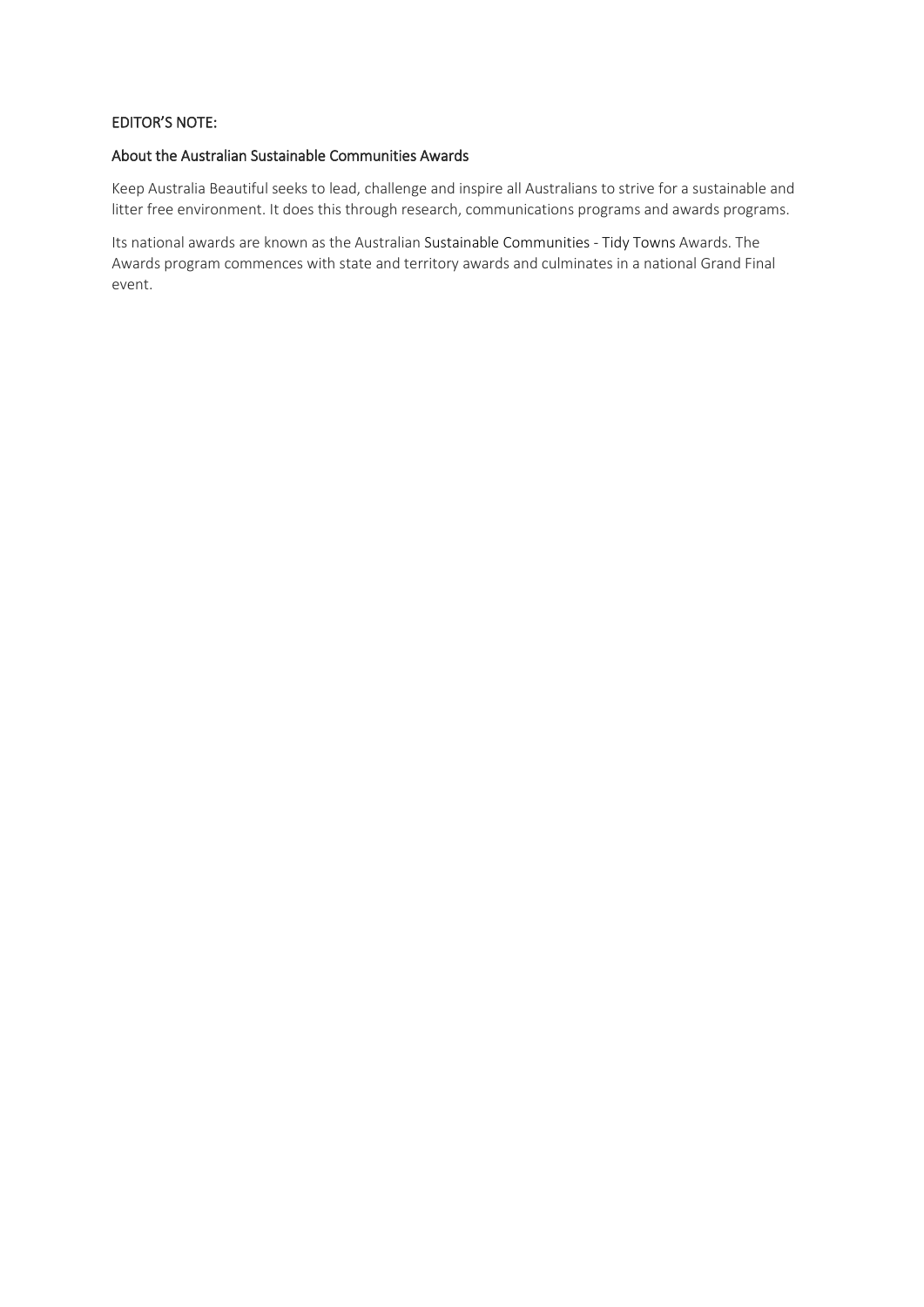## EDITOR'S NOTE:

### About the Australian Sustainable Communities Awards

Keep Australia Beautiful seeks to lead, challenge and inspire all Australians to strive for a sustainable and litter free environment. It does this through research, communications programs and awards programs.

Its national awards are known as the Australian Sustainable Communities - Tidy Towns Awards. The Awards program commences with state and territory awards and culminates in a national Grand Final event.